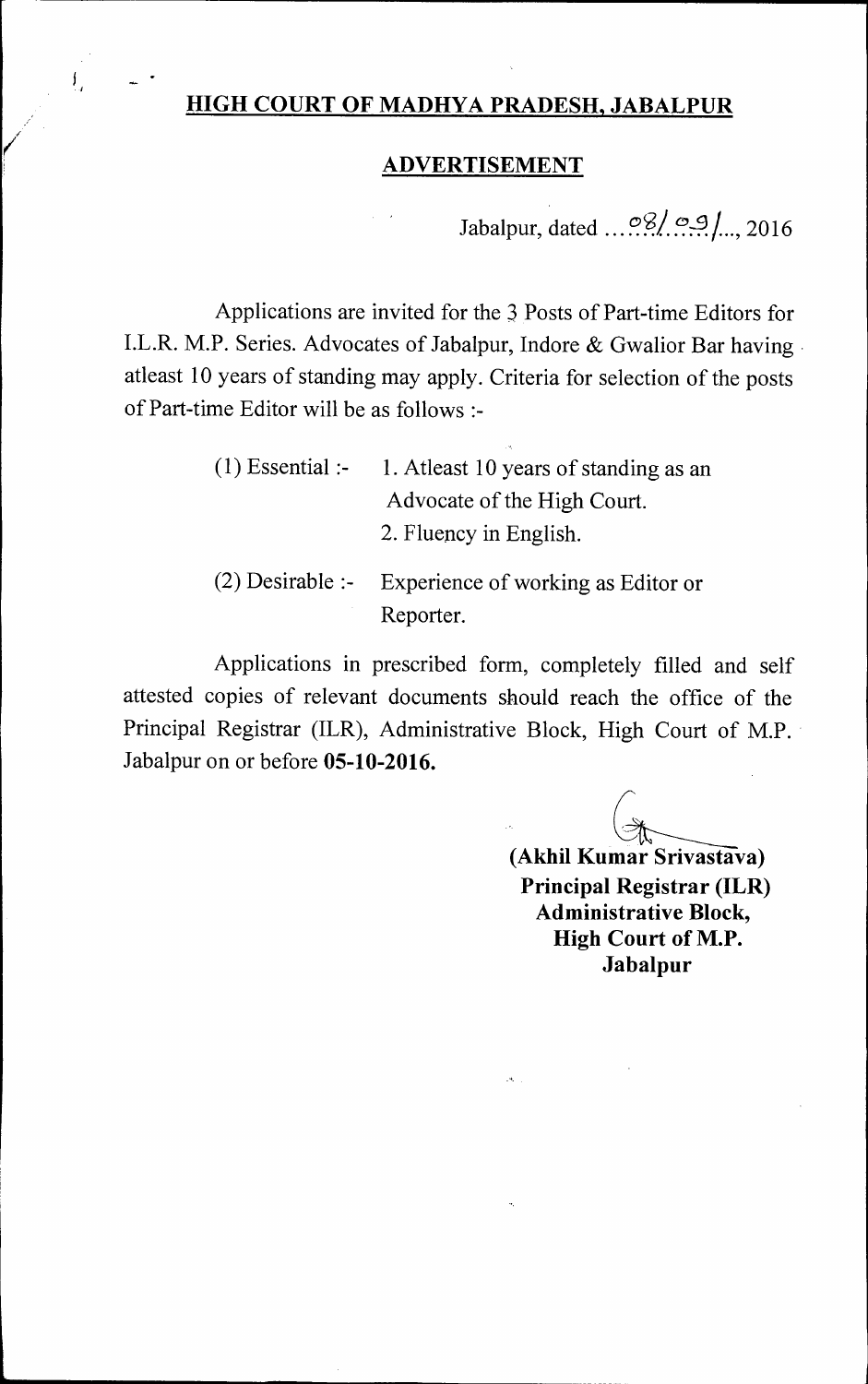# HIGH COURT OF MADHYA PRADESH, JABALPUR

## ADVERTISEMENT

Jabalpur, dated ...08/09/..., 2016

Applications are invited for the 3 Posts of Part-time Editors for I.L.R. M.P. Series. Advocates of Jabalpur, Indore & Gwalior Bar having atleast 10 years of standing may apply. Criteria for selection of the posts of Part-time Editor will be as follows :-

(1) Essential :- 1. Atleast 10 years of standing as an Advocate of the High Court.
2. Fluency in English.

(2) Desirable :- Experience of working as Editor or Reporter.

Applications in prescribed form, completely filled and self attested copies of relevant documents should reach the office of the Principal Registrar (ILR), Administrative Block, High Court of M.P. Jabalpur on or before **05-10-2016.**

**(Akhil Kumar Srivastava)**
**Principal Registrar (ILR)**
**Administrative Block,**
**High Court of M.P.**
**Jabalpur**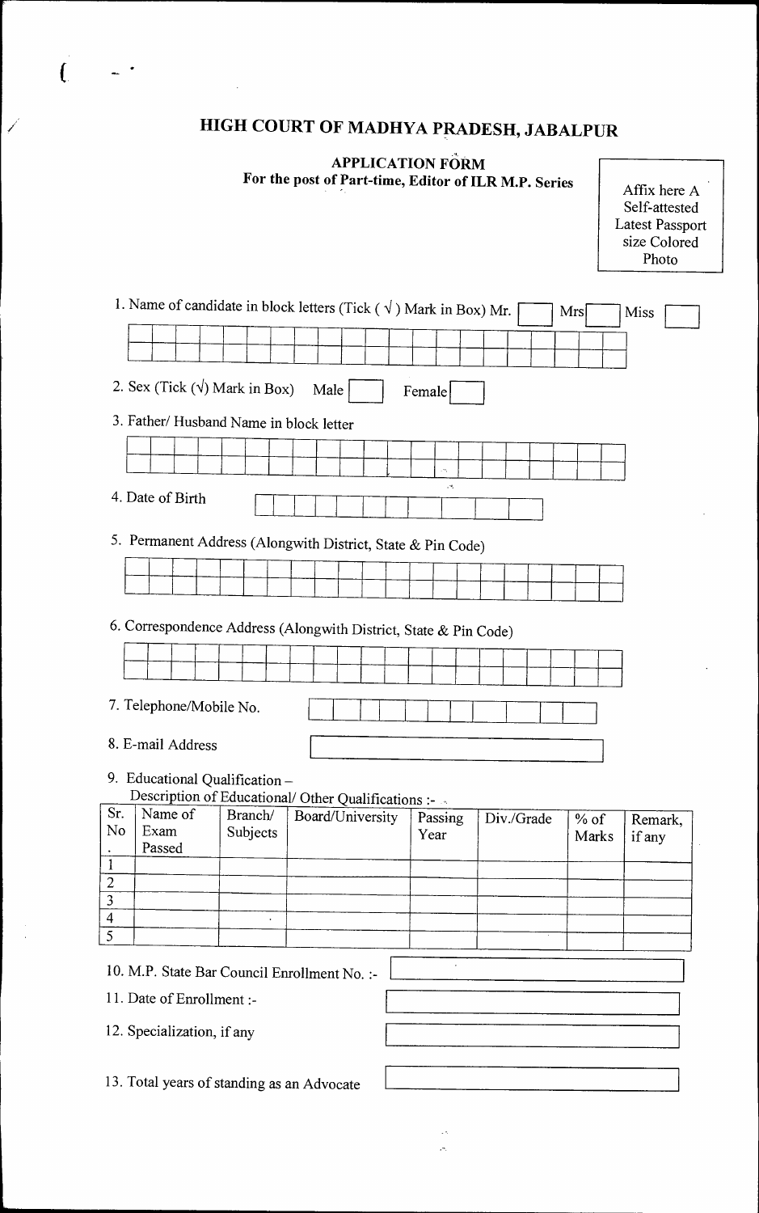# HIGH COURT OF MADHYA PRADESH, JABALPUR

## APPLICATION FORM
### For the post of Part-time, Editor of ILR M.P. Series

Affix here A Self-attested Latest Passport size Colored Photo

1. Name of candidate in block letters (Tick ( √ ) Mark in Box) Mr. [ ] Mrs [ ] Miss [ ]

2. Sex (Tick (√) Mark in Box) Male [ ] Female [ ]

3. Father/ Husband Name in block letter

4. Date of Birth

5. Permanent Address (Alongwith District, State & Pin Code)

6. Correspondence Address (Alongwith District, State & Pin Code)

7. Telephone/Mobile No.

8. E-mail Address

9. Educational Qualification –
   Description of Educational/ Other Qualifications :-

| Sr. No. | Name of Exam Passed | Branch/ Subjects | Board/University | Passing Year | Div./Grade | % of Marks | Remark, if any |
|---|---|---|---|---|---|---|---|
| 1 | | | | | | | |
| 2 | | | | | | | |
| 3 | | | | | | | |
| 4 | | | | | | | |
| 5 | | | | | | | |

10. M.P. State Bar Council Enrollment No. :-

11. Date of Enrollment :-

12. Specialization, if any

13. Total years of standing as an Advocate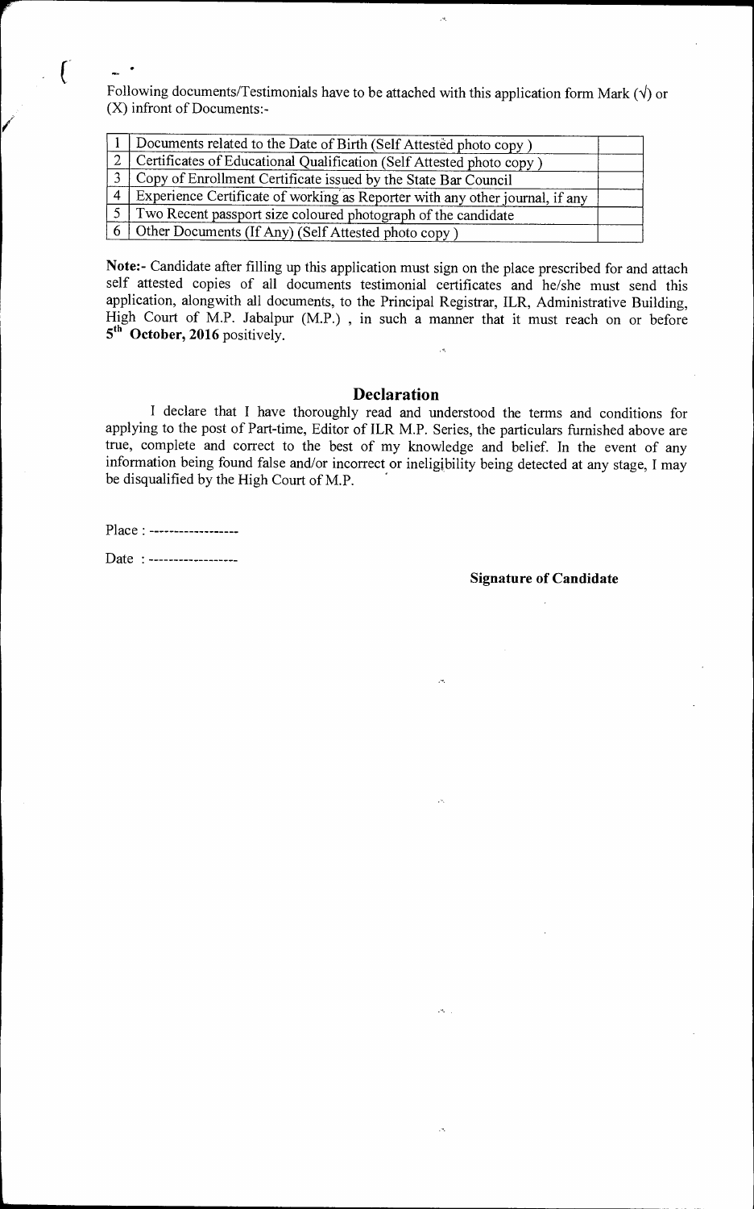Following documents/Testimonials have to be attached with this application form Mark (√) or (X) infront of Documents:-

| | | |
|---|---|---|
| 1 | Documents related to the Date of Birth (Self Attested photo copy ) | |
| 2 | Certificates of Educational Qualification (Self Attested photo copy ) | |
| 3 | Copy of Enrollment Certificate issued by the State Bar Council | |
| 4 | Experience Certificate of working as Reporter with any other journal, if any | |
| 5 | Two Recent passport size coloured photograph of the candidate | |
| 6 | Other Documents (If Any) (Self Attested photo copy ) | |

**Note:-** Candidate after filling up this application must sign on the place prescribed for and attach self attested copies of all documents testimonial certificates and he/she must send this application, alongwith all documents, to the Principal Registrar, ILR, Administrative Building, High Court of M.P. Jabalpur (M.P.) , in such a manner that it must reach on or before **5th October, 2016** positively.

## Declaration

I declare that I have thoroughly read and understood the terms and conditions for applying to the post of Part-time, Editor of ILR M.P. Series, the particulars furnished above are true, complete and correct to the best of my knowledge and belief. In the event of any information being found false and/or incorrect or ineligibility being detected at any stage, I may be disqualified by the High Court of M.P.

Place : ------------------

Date : ------------------

**Signature of Candidate**